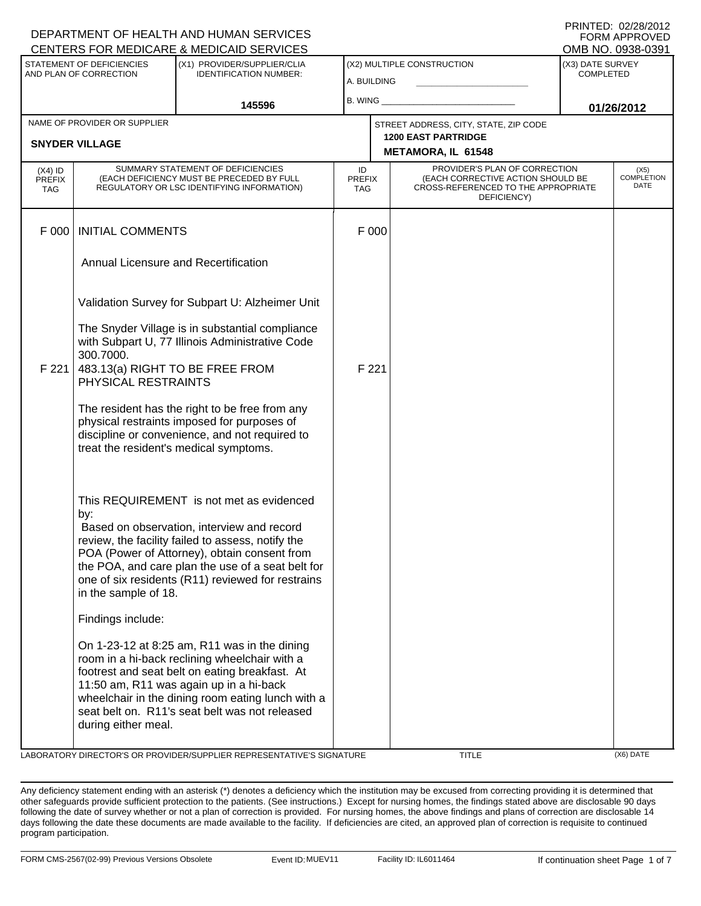DEPARTMENT OF HEALTH AND HUMAN SERVICES
CENTERS FOR MEDICARE & MEDICAID SERVICES

PRINTED: 02/28/2012
FORM APPROVED
OMB NO. 0938-0391

| STATEMENT OF DEFICIENCIES AND PLAN OF CORRECTION | (X1) PROVIDER/SUPPLIER/CLIA IDENTIFICATION NUMBER: | (X2) MULTIPLE CONSTRUCTION | (X3) DATE SURVEY COMPLETED |
|---|---|---|---|
| | 145596 | A. BUILDING ___ B. WING ___ | 01/26/2012 |

| NAME OF PROVIDER OR SUPPLIER | STREET ADDRESS, CITY, STATE, ZIP CODE |
|---|---|
| SNYDER VILLAGE | 1200 EAST PARTRIDGE METAMORA, IL 61548 |

| (X4) ID PREFIX TAG | SUMMARY STATEMENT OF DEFICIENCIES (EACH DEFICIENCY MUST BE PRECEDED BY FULL REGULATORY OR LSC IDENTIFYING INFORMATION) | ID PREFIX TAG | PROVIDER'S PLAN OF CORRECTION (EACH CORRECTIVE ACTION SHOULD BE CROSS-REFERENCED TO THE APPROPRIATE DEFICIENCY) | (X5) COMPLETION DATE |
|---|---|---|---|---|
| F 000 | INITIAL COMMENTS<br><br>Annual Licensure and Recertification<br><br>Validation Survey for Subpart U: Alzheimer Unit<br><br>The Snyder Village is in substantial compliance with Subpart U, 77 Illinois Administrative Code 300.7000. | F 000 | | |
| F 221 | 483.13(a) RIGHT TO BE FREE FROM PHYSICAL RESTRAINTS<br><br>The resident has the right to be free from any physical restraints imposed for purposes of discipline or convenience, and not required to treat the resident's medical symptoms.<br><br>This REQUIREMENT is not met as evidenced by:<br>Based on observation, interview and record review, the facility failed to assess, notify the POA (Power of Attorney), obtain consent from the POA, and care plan the use of a seat belt for one of six residents (R11) reviewed for restrains in the sample of 18.<br><br>Findings include:<br><br>On 1-23-12 at 8:25 am, R11 was in the dining room in a hi-back reclining wheelchair with a footrest and seat belt on eating breakfast. At 11:50 am, R11 was again up in a hi-back wheelchair in the dining room eating lunch with a seat belt on. R11's seat belt was not released during either meal. | F 221 | | |

LABORATORY DIRECTOR'S OR PROVIDER/SUPPLIER REPRESENTATIVE'S SIGNATURE | TITLE | (X6) DATE

Any deficiency statement ending with an asterisk (*) denotes a deficiency which the institution may be excused from correcting providing it is determined that other safeguards provide sufficient protection to the patients. (See instructions.) Except for nursing homes, the findings stated above are disclosable 90 days following the date of survey whether or not a plan of correction is provided. For nursing homes, the above findings and plans of correction are disclosable 14 days following the date these documents are made available to the facility. If deficiencies are cited, an approved plan of correction is requisite to continued program participation.

FORM CMS-2567(02-99) Previous Versions Obsolete | Event ID: MUEV11 | Facility ID: IL6011464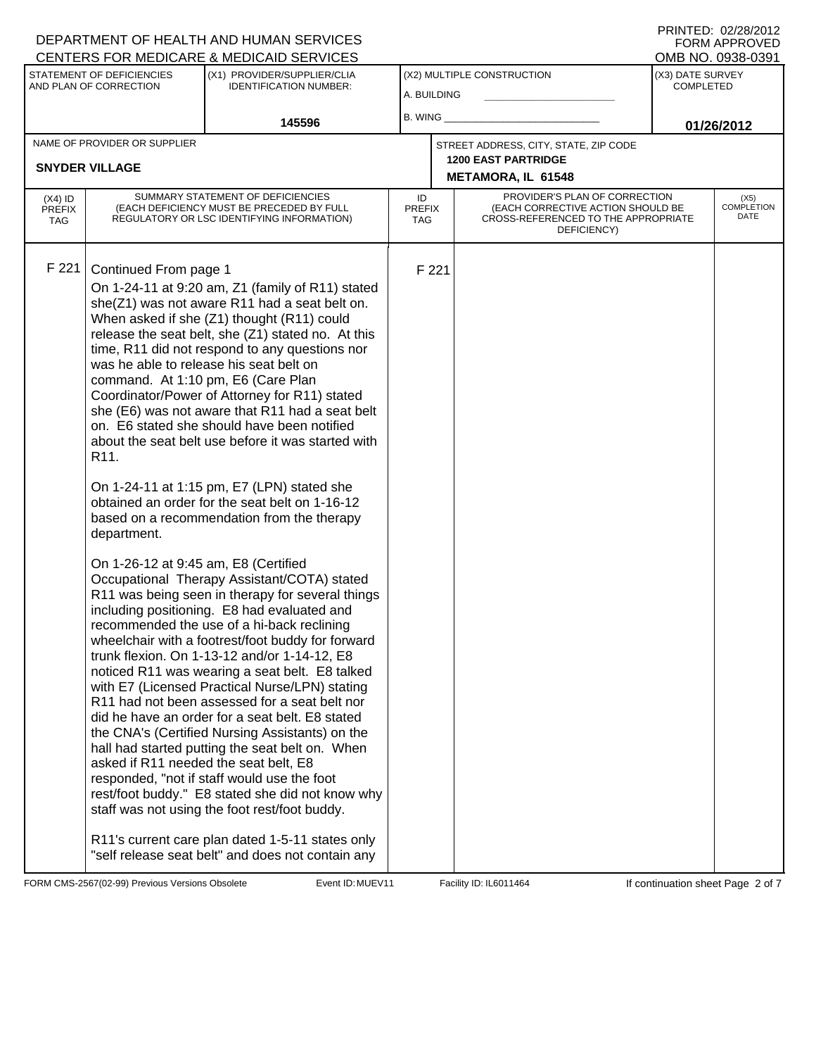DEPARTMENT OF HEALTH AND HUMAN SERVICES
CENTERS FOR MEDICARE & MEDICAID SERVICES

PRINTED: 02/28/2012
FORM APPROVED
OMB NO. 0938-0391

| STATEMENT OF DEFICIENCIES AND PLAN OF CORRECTION | (X1) PROVIDER/SUPPLIER/CLIA IDENTIFICATION NUMBER: | (X2) MULTIPLE CONSTRUCTION | (X3) DATE SURVEY COMPLETED |
|---|---|---|---|
| | 145596 | A. BUILDING ___ B. WING ___ | 01/26/2012 |

| NAME OF PROVIDER OR SUPPLIER | STREET ADDRESS, CITY, STATE, ZIP CODE |
|---|---|
| SNYDER VILLAGE | 1200 EAST PARTRIDGE METAMORA, IL 61548 |

| (X4) ID PREFIX TAG | SUMMARY STATEMENT OF DEFICIENCIES (EACH DEFICIENCY MUST BE PRECEDED BY FULL REGULATORY OR LSC IDENTIFYING INFORMATION) | ID PREFIX TAG | PROVIDER'S PLAN OF CORRECTION (EACH CORRECTIVE ACTION SHOULD BE CROSS-REFERENCED TO THE APPROPRIATE DEFICIENCY) | (X5) COMPLETION DATE |
|---|---|---|---|---|
| F 221 | Continued From page 1 | F 221 | | |

On 1-24-11 at 9:20 am, Z1 (family of R11) stated she(Z1) was not aware R11 had a seat belt on. When asked if she (Z1) thought (R11) could release the seat belt, she (Z1) stated no. At this time, R11 did not respond to any questions nor was he able to release his seat belt on command. At 1:10 pm, E6 (Care Plan Coordinator/Power of Attorney for R11) stated she (E6) was not aware that R11 had a seat belt on. E6 stated she should have been notified about the seat belt use before it was started with R11.

On 1-24-11 at 1:15 pm, E7 (LPN) stated she obtained an order for the seat belt on 1-16-12 based on a recommendation from the therapy department.

On 1-26-12 at 9:45 am, E8 (Certified Occupational Therapy Assistant/COTA) stated R11 was being seen in therapy for several things including positioning. E8 had evaluated and recommended the use of a hi-back reclining wheelchair with a footrest/foot buddy for forward trunk flexion. On 1-13-12 and/or 1-14-12, E8 noticed R11 was wearing a seat belt. E8 talked with E7 (Licensed Practical Nurse/LPN) stating R11 had not been assessed for a seat belt nor did he have an order for a seat belt. E8 stated the CNA's (Certified Nursing Assistants) on the hall had started putting the seat belt on. When asked if R11 needed the seat belt, E8 responded, "not if staff would use the foot rest/foot buddy." E8 stated she did not know why staff was not using the foot rest/foot buddy.

R11's current care plan dated 1-5-11 states only "self release seat belt" and does not contain any

FORM CMS-2567(02-99) Previous Versions Obsolete Event ID: MUEV11 Facility ID: IL6011464 If continuation sheet Page 2 of 7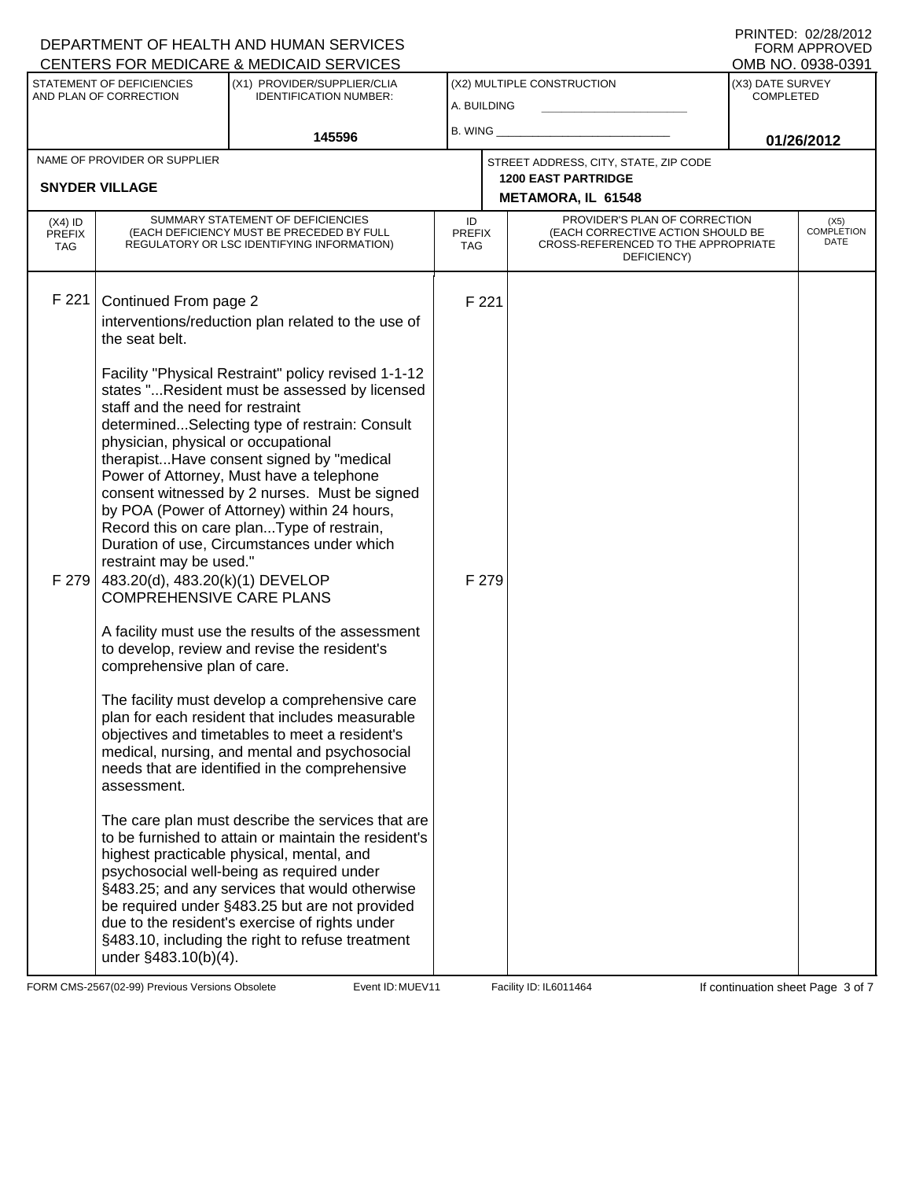DEPARTMENT OF HEALTH AND HUMAN SERVICES
CENTERS FOR MEDICARE & MEDICAID SERVICES

PRINTED: 02/28/2012
FORM APPROVED
OMB NO. 0938-0391

| STATEMENT OF DEFICIENCIES AND PLAN OF CORRECTION | (X1) PROVIDER/SUPPLIER/CLIA IDENTIFICATION NUMBER: | (X2) MULTIPLE CONSTRUCTION | (X3) DATE SURVEY COMPLETED |
|---|---|---|---|
| | 145596 | A. BUILDING ____ B. WING ____ | 01/26/2012 |

| NAME OF PROVIDER OR SUPPLIER | STREET ADDRESS, CITY, STATE, ZIP CODE |
|---|---|
| SNYDER VILLAGE | 1200 EAST PARTRIDGE METAMORA, IL 61548 |

| (X4) ID PREFIX TAG | SUMMARY STATEMENT OF DEFICIENCIES (EACH DEFICIENCY MUST BE PRECEDED BY FULL REGULATORY OR LSC IDENTIFYING INFORMATION) | ID PREFIX TAG | PROVIDER'S PLAN OF CORRECTION (EACH CORRECTIVE ACTION SHOULD BE CROSS-REFERENCED TO THE APPROPRIATE DEFICIENCY) | (X5) COMPLETION DATE |
|---|---|---|---|---|
| F 221 | Continued From page 2<br>interventions/reduction plan related to the use of the seat belt.<br><br>Facility "Physical Restraint" policy revised 1-1-12 states "...Resident must be assessed by licensed staff and the need for restraint determined...Selecting type of restrain: Consult physician, physical or occupational therapist...Have consent signed by "medical Power of Attorney, Must have a telephone consent witnessed by 2 nurses. Must be signed by POA (Power of Attorney) within 24 hours, Record this on care plan...Type of restrain, Duration of use, Circumstances under which restraint may be used." | F 221 | | |
| F 279 | 483.20(d), 483.20(k)(1) DEVELOP COMPREHENSIVE CARE PLANS<br><br>A facility must use the results of the assessment to develop, review and revise the resident's comprehensive plan of care.<br><br>The facility must develop a comprehensive care plan for each resident that includes measurable objectives and timetables to meet a resident's medical, nursing, and mental and psychosocial needs that are identified in the comprehensive assessment.<br><br>The care plan must describe the services that are to be furnished to attain or maintain the resident's highest practicable physical, mental, and psychosocial well-being as required under §483.25; and any services that would otherwise be required under §483.25 but are not provided due to the resident's exercise of rights under §483.10, including the right to refuse treatment under §483.10(b)(4). | F 279 | | |

FORM CMS-2567(02-99) Previous Versions Obsolete Event ID: MUEV11 Facility ID: IL6011464 If continuation sheet Page 3 of 7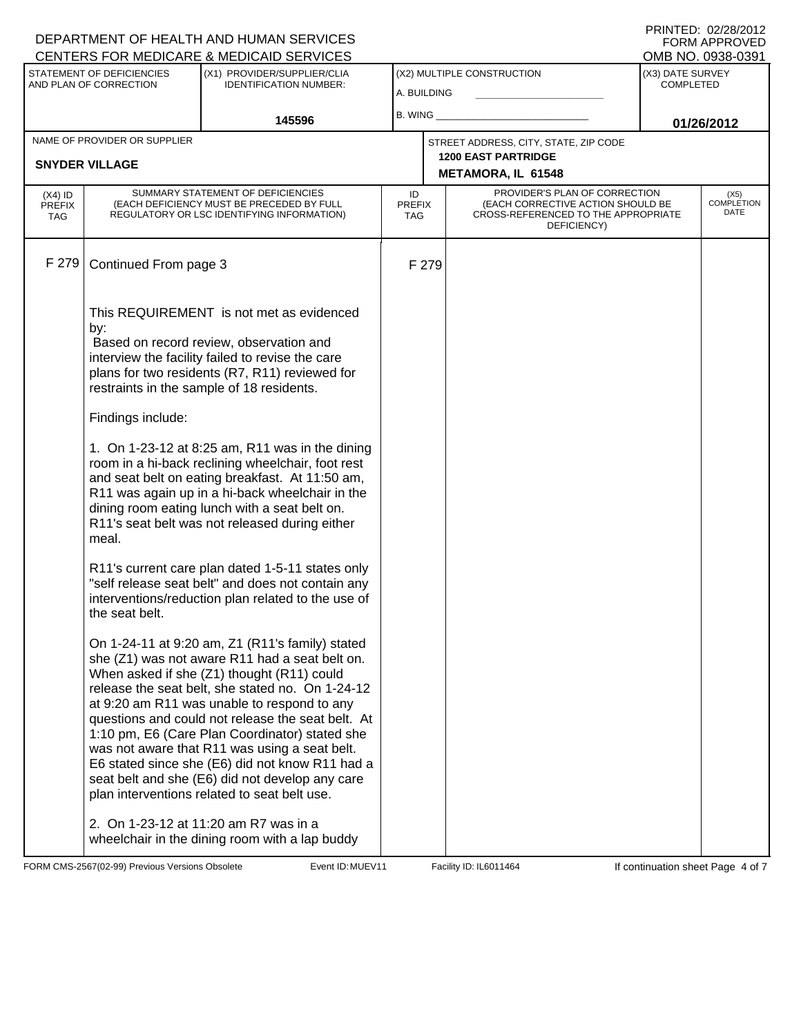DEPARTMENT OF HEALTH AND HUMAN SERVICES
CENTERS FOR MEDICARE & MEDICAID SERVICES

PRINTED: 02/28/2012
FORM APPROVED
OMB NO. 0938-0391

| STATEMENT OF DEFICIENCIES AND PLAN OF CORRECTION | (X1) PROVIDER/SUPPLIER/CLIA IDENTIFICATION NUMBER: | (X2) MULTIPLE CONSTRUCTION | (X3) DATE SURVEY COMPLETED |
|---|---|---|---|
| | 145596 | A. BUILDING _____ B. WING _____ | 01/26/2012 |

| NAME OF PROVIDER OR SUPPLIER | STREET ADDRESS, CITY, STATE, ZIP CODE |
|---|---|
| SNYDER VILLAGE | 1200 EAST PARTRIDGE METAMORA, IL 61548 |

| (X4) ID PREFIX TAG | SUMMARY STATEMENT OF DEFICIENCIES (EACH DEFICIENCY MUST BE PRECEDED BY FULL REGULATORY OR LSC IDENTIFYING INFORMATION) | ID PREFIX TAG | PROVIDER'S PLAN OF CORRECTION (EACH CORRECTIVE ACTION SHOULD BE CROSS-REFERENCED TO THE APPROPRIATE DEFICIENCY) | (X5) COMPLETION DATE |
|---|---|---|---|---|
| F 279 | Continued From page 3 | F 279 | | |

This REQUIREMENT is not met as evidenced by:
Based on record review, observation and interview the facility failed to revise the care plans for two residents (R7, R11) reviewed for restraints in the sample of 18 residents.

Findings include:

1. On 1-23-12 at 8:25 am, R11 was in the dining room in a hi-back reclining wheelchair, foot rest and seat belt on eating breakfast. At 11:50 am, R11 was again up in a hi-back wheelchair in the dining room eating lunch with a seat belt on. R11's seat belt was not released during either meal.

R11's current care plan dated 1-5-11 states only "self release seat belt" and does not contain any interventions/reduction plan related to the use of the seat belt.

On 1-24-11 at 9:20 am, Z1 (R11's family) stated she (Z1) was not aware R11 had a seat belt on. When asked if she (Z1) thought (R11) could release the seat belt, she stated no. On 1-24-12 at 9:20 am R11 was unable to respond to any questions and could not release the seat belt. At 1:10 pm, E6 (Care Plan Coordinator) stated she was not aware that R11 was using a seat belt. E6 stated since she (E6) did not know R11 had a seat belt and she (E6) did not develop any care plan interventions related to seat belt use.

2. On 1-23-12 at 11:20 am R7 was in a wheelchair in the dining room with a lap buddy

FORM CMS-2567(02-99) Previous Versions Obsolete Event ID: MUEV11 Facility ID: IL6011464 If continuation sheet Page 4 of 7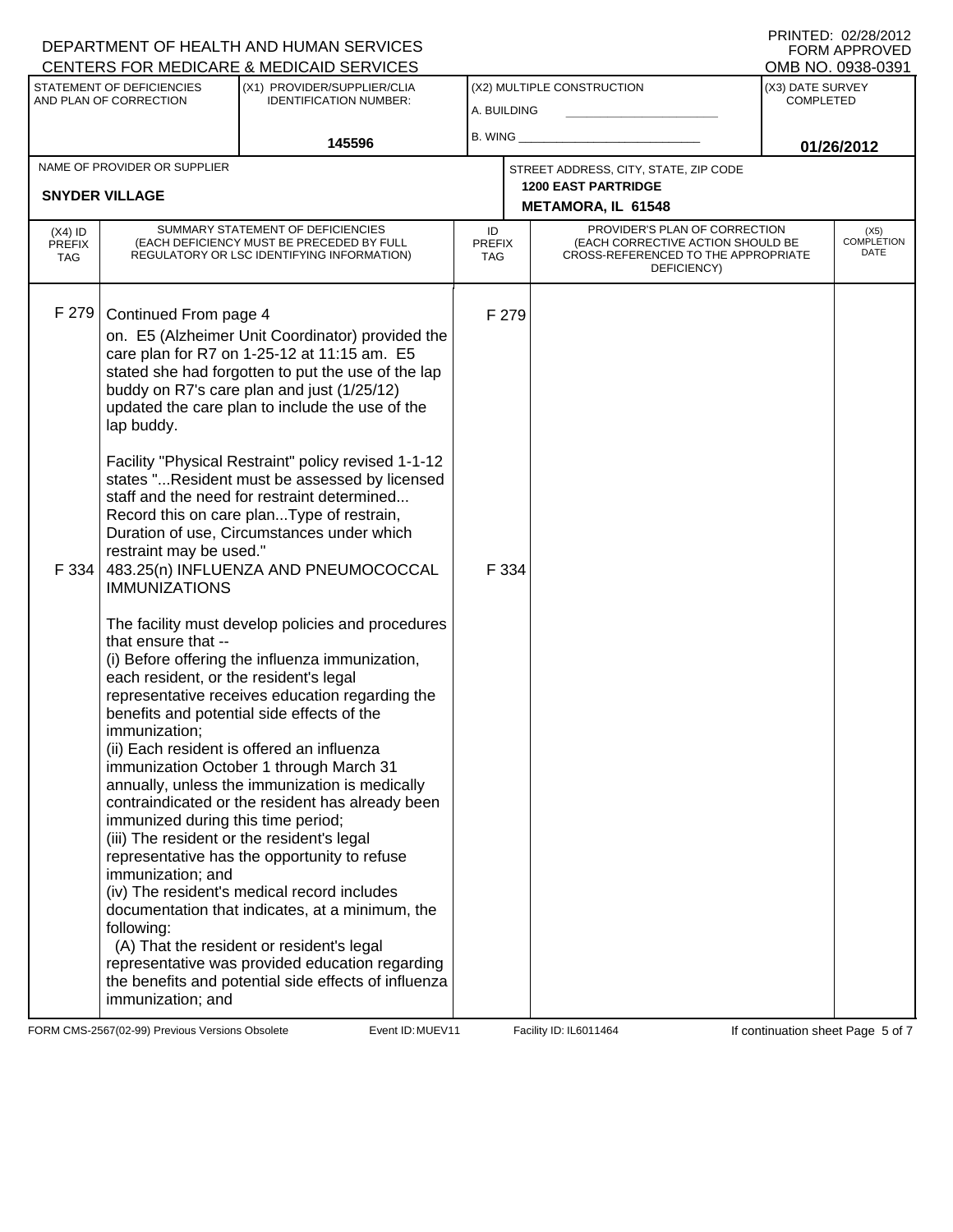DEPARTMENT OF HEALTH AND HUMAN SERVICES
CENTERS FOR MEDICARE & MEDICAID SERVICES

PRINTED: 02/28/2012
FORM APPROVED
OMB NO. 0938-0391

| STATEMENT OF DEFICIENCIES AND PLAN OF CORRECTION | (X1) PROVIDER/SUPPLIER/CLIA IDENTIFICATION NUMBER: | (X2) MULTIPLE CONSTRUCTION | (X3) DATE SURVEY COMPLETED |
|---|---|---|---|
| | 145596 | A. BUILDING<br>B. WING | 01/26/2012 |

| NAME OF PROVIDER OR SUPPLIER | STREET ADDRESS, CITY, STATE, ZIP CODE |
|---|---|
| SNYDER VILLAGE | 1200 EAST PARTRIDGE<br>METAMORA, IL 61548 |

| (X4) ID PREFIX TAG | SUMMARY STATEMENT OF DEFICIENCIES (EACH DEFICIENCY MUST BE PRECEDED BY FULL REGULATORY OR LSC IDENTIFYING INFORMATION) | ID PREFIX TAG | PROVIDER'S PLAN OF CORRECTION (EACH CORRECTIVE ACTION SHOULD BE CROSS-REFERENCED TO THE APPROPRIATE DEFICIENCY) | (X5) COMPLETION DATE |
|---|---|---|---|---|
| F 279 | Continued From page 4<br>on. E5 (Alzheimer Unit Coordinator) provided the care plan for R7 on 1-25-12 at 11:15 am. E5 stated she had forgotten to put the use of the lap buddy on R7's care plan and just (1/25/12) updated the care plan to include the use of the lap buddy.<br><br>Facility "Physical Restraint" policy revised 1-1-12 states "...Resident must be assessed by licensed staff and the need for restraint determined... Record this on care plan...Type of restrain, Duration of use, Circumstances under which restraint may be used." | F 279 | | |
| F 334 | 483.25(n) INFLUENZA AND PNEUMOCOCCAL IMMUNIZATIONS<br><br>The facility must develop policies and procedures that ensure that --<br>(i) Before offering the influenza immunization, each resident, or the resident's legal representative receives education regarding the benefits and potential side effects of the immunization;<br>(ii) Each resident is offered an influenza immunization October 1 through March 31 annually, unless the immunization is medically contraindicated or the resident has already been immunized during this time period;<br>(iii) The resident or the resident's legal representative has the opportunity to refuse immunization; and<br>(iv) The resident's medical record includes documentation that indicates, at a minimum, the following:<br>(A) That the resident or resident's legal representative was provided education regarding the benefits and potential side effects of influenza immunization; and | F 334 | | |

FORM CMS-2567(02-99) Previous Versions Obsolete Event ID: MUEV11 Facility ID: IL6011464 If continuation sheet Page 5 of 7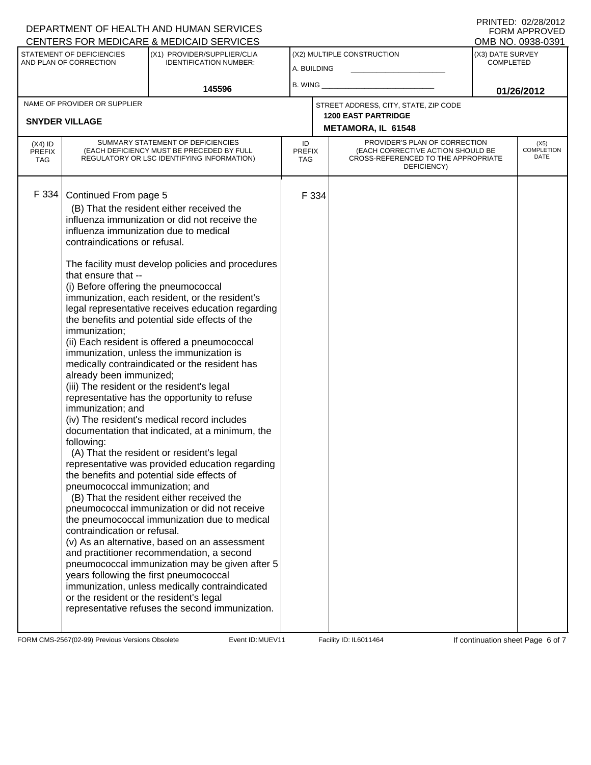DEPARTMENT OF HEALTH AND HUMAN SERVICES
CENTERS FOR MEDICARE & MEDICAID SERVICES

PRINTED: 02/28/2012
FORM APPROVED
OMB NO. 0938-0391

| STATEMENT OF DEFICIENCIES AND PLAN OF CORRECTION | (X1) PROVIDER/SUPPLIER/CLIA IDENTIFICATION NUMBER: | (X2) MULTIPLE CONSTRUCTION | (X3) DATE SURVEY COMPLETED |
|---|---|---|---|
| | 145596 | A. BUILDING ______ B. WING ______ | 01/26/2012 |

| NAME OF PROVIDER OR SUPPLIER | STREET ADDRESS, CITY, STATE, ZIP CODE |
|---|---|
| SNYDER VILLAGE | 1200 EAST PARTRIDGE METAMORA, IL 61548 |

| (X4) ID PREFIX TAG | SUMMARY STATEMENT OF DEFICIENCIES (EACH DEFICIENCY MUST BE PRECEDED BY FULL REGULATORY OR LSC IDENTIFYING INFORMATION) | ID PREFIX TAG | PROVIDER'S PLAN OF CORRECTION (EACH CORRECTIVE ACTION SHOULD BE CROSS-REFERENCED TO THE APPROPRIATE DEFICIENCY) | (X5) COMPLETION DATE |
|---|---|---|---|---|
| F 334 | Continued From page 5<br>(B) That the resident either received the influenza immunization or did not receive the influenza immunization due to medical contraindications or refusal.<br><br>The facility must develop policies and procedures that ensure that --<br>(i) Before offering the pneumococcal immunization, each resident, or the resident's legal representative receives education regarding the benefits and potential side effects of the immunization;<br>(ii) Each resident is offered a pneumococcal immunization, unless the immunization is medically contraindicated or the resident has already been immunized;<br>(iii) The resident or the resident's legal representative has the opportunity to refuse immunization; and<br>(iv) The resident's medical record includes documentation that indicated, at a minimum, the following:<br>(A) That the resident or resident's legal representative was provided education regarding the benefits and potential side effects of pneumococcal immunization; and<br>(B) That the resident either received the pneumococcal immunization or did not receive the pneumococcal immunization due to medical contraindication or refusal.<br>(v) As an alternative, based on an assessment and practitioner recommendation, a second pneumococcal immunization may be given after 5 years following the first pneumococcal immunization, unless medically contraindicated or the resident or the resident's legal representative refuses the second immunization. | F 334 | | |

FORM CMS-2567(02-99) Previous Versions Obsolete Event ID: MUEV11 Facility ID: IL6011464 If continuation sheet Page 6 of 7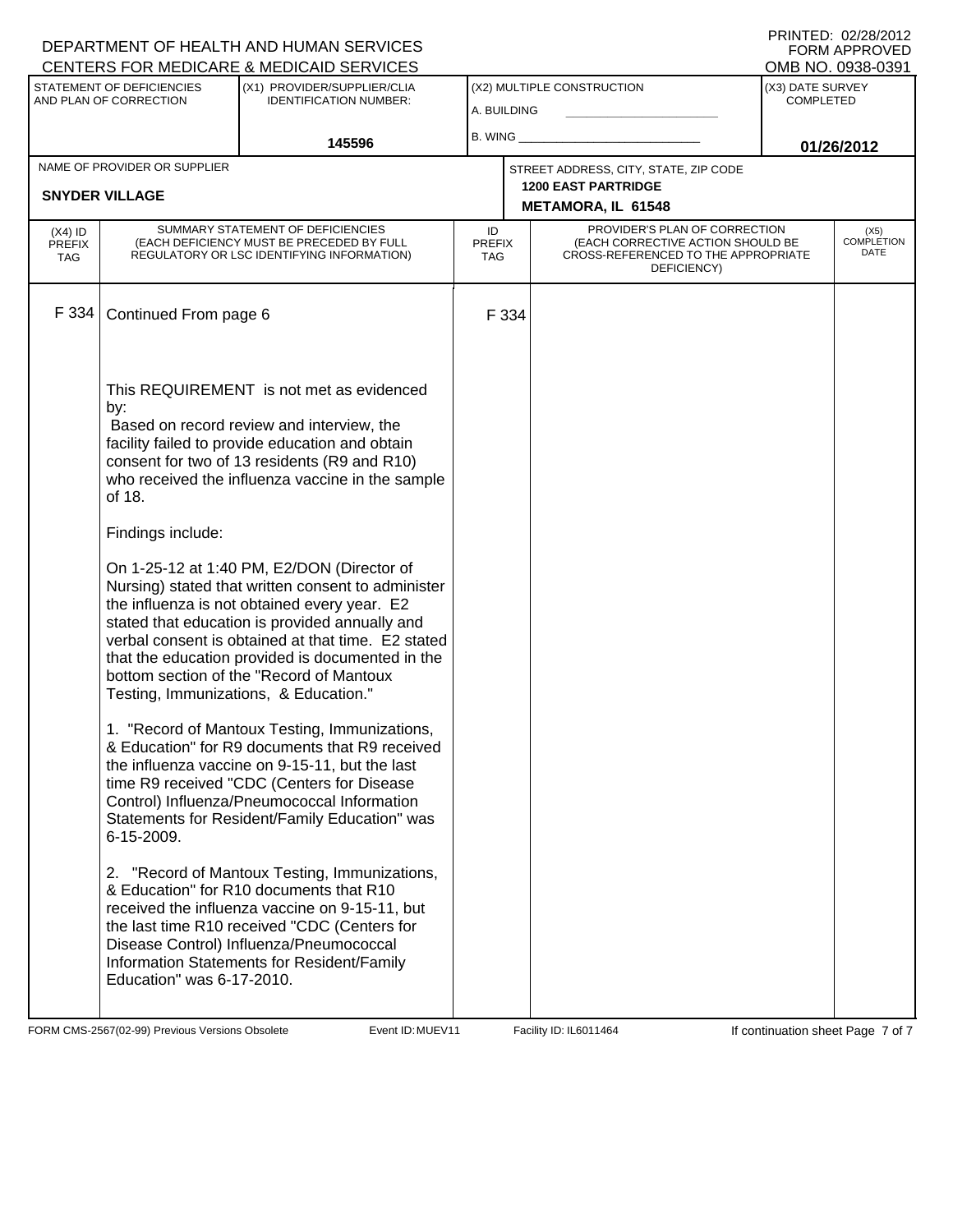DEPARTMENT OF HEALTH AND HUMAN SERVICES
CENTERS FOR MEDICARE & MEDICAID SERVICES

PRINTED: 02/28/2012
FORM APPROVED
OMB NO. 0938-0391

| STATEMENT OF DEFICIENCIES AND PLAN OF CORRECTION | (X1) PROVIDER/SUPPLIER/CLIA IDENTIFICATION NUMBER: | (X2) MULTIPLE CONSTRUCTION | (X3) DATE SURVEY COMPLETED |
|---|---|---|---|
| | 145596 | A. BUILDING ______ B. WING ______ | 01/26/2012 |

| NAME OF PROVIDER OR SUPPLIER | STREET ADDRESS, CITY, STATE, ZIP CODE |
|---|---|
| SNYDER VILLAGE | 1200 EAST PARTRIDGE METAMORA, IL 61548 |

| (X4) ID PREFIX TAG | SUMMARY STATEMENT OF DEFICIENCIES (EACH DEFICIENCY MUST BE PRECEDED BY FULL REGULATORY OR LSC IDENTIFYING INFORMATION) | ID PREFIX TAG | PROVIDER'S PLAN OF CORRECTION (EACH CORRECTIVE ACTION SHOULD BE CROSS-REFERENCED TO THE APPROPRIATE DEFICIENCY) | (X5) COMPLETION DATE |
|---|---|---|---|---|
| F 334 | Continued From page 6 | F 334 | | |

This REQUIREMENT is not met as evidenced by:
Based on record review and interview, the facility failed to provide education and obtain consent for two of 13 residents (R9 and R10) who received the influenza vaccine in the sample of 18.

Findings include:

On 1-25-12 at 1:40 PM, E2/DON (Director of Nursing) stated that written consent to administer the influenza is not obtained every year. E2 stated that education is provided annually and verbal consent is obtained at that time. E2 stated that the education provided is documented in the bottom section of the "Record of Mantoux Testing, Immunizations, & Education."

1. "Record of Mantoux Testing, Immunizations, & Education" for R9 documents that R9 received the influenza vaccine on 9-15-11, but the last time R9 received "CDC (Centers for Disease Control) Influenza/Pneumococcal Information Statements for Resident/Family Education" was 6-15-2009.

2. "Record of Mantoux Testing, Immunizations, & Education" for R10 documents that R10 received the influenza vaccine on 9-15-11, but the last time R10 received "CDC (Centers for Disease Control) Influenza/Pneumococcal Information Statements for Resident/Family Education" was 6-17-2010.

FORM CMS-2567(02-99) Previous Versions Obsolete Event ID: MUEV11 Facility ID: IL6011464